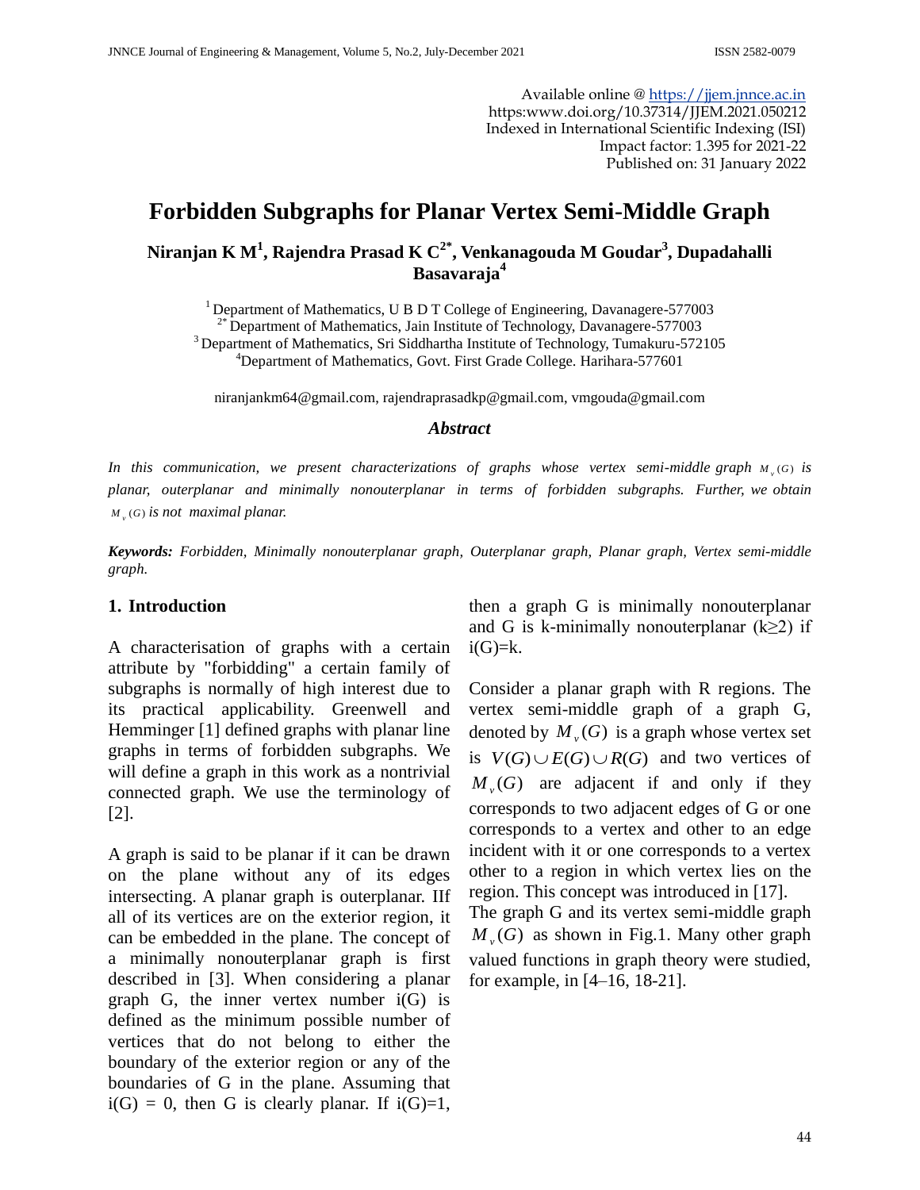Available online @ https://jjem.jnnce.ac.in
https:www.doi.org/10.37314/JJEM.2021.050212
Indexed in International Scientific Indexing (ISI)
Impact factor: 1.395 for 2021-22
Published on: 31 January 2022

# Forbidden Subgraphs for Planar Vertex Semi-Middle Graph

**Niranjan K M[1], Rajendra Prasad K C[2*], Venkanagouda M Goudar[3], Dupadahalli Basavaraja[4]**

[1] Department of Mathematics, U B D T College of Engineering, Davanagere-577003
[2*] Department of Mathematics, Jain Institute of Technology, Davanagere-577003
[3] Department of Mathematics, Sri Siddhartha Institute of Technology, Tumakuru-572105
[4] Department of Mathematics, Govt. First Grade College. Harihara-577601

niranjankm64@gmail.com, rajendraprasadkp@gmail.com, vmgouda@gmail.com

### *Abstract*

*In this communication, we present characterizations of graphs whose vertex semi-middle graph $M_v(G)$ is planar, outerplanar and minimally nonouterplanar in terms of forbidden subgraphs. Further, we obtain $M_v(G)$ is not maximal planar.*

***Keywords:*** *Forbidden, Minimally nonouterplanar graph, Outerplanar graph, Planar graph, Vertex semi-middle graph.*

## 1. Introduction

A characterisation of graphs with a certain attribute by "forbidding" a certain family of subgraphs is normally of high interest due to its practical applicability. Greenwell and Hemminger [1] defined graphs with planar line graphs in terms of forbidden subgraphs. We will define a graph in this work as a nontrivial connected graph. We use the terminology of [2].

A graph is said to be planar if it can be drawn on the plane without any of its edges intersecting. A planar graph is outerplanar. IIf all of its vertices are on the exterior region, it can be embedded in the plane. The concept of a minimally nonouterplanar graph is first described in [3]. When considering a planar graph G, the inner vertex number i(G) is defined as the minimum possible number of vertices that do not belong to either the boundary of the exterior region or any of the boundaries of G in the plane. Assuming that i(G) = 0, then G is clearly planar. If i(G)=1, then a graph G is minimally nonouterplanar and G is k-minimally nonouterplanar ($k \geq 2$) if i(G)=k.

Consider a planar graph with R regions. The vertex semi-middle graph of a graph G, denoted by $M_v(G)$ is a graph whose vertex set is $V(G) \cup E(G) \cup R(G)$ and two vertices of $M_v(G)$ are adjacent if and only if they corresponds to two adjacent edges of G or one corresponds to a vertex and other to an edge incident with it or one corresponds to a vertex other to a region in which vertex lies on the region. This concept was introduced in [17].
The graph G and its vertex semi-middle graph $M_v(G)$ as shown in Fig.1. Many other graph valued functions in graph theory were studied, for example, in [4–16, 18-21].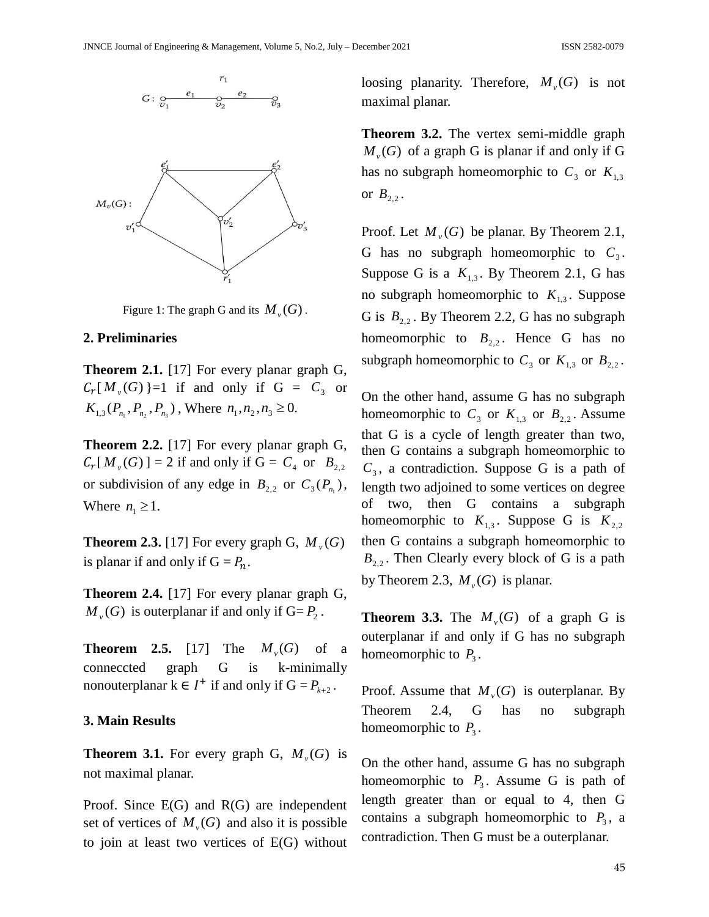Figure 1: The graph G and its $M_v(G)$.

## 2. Preliminaries

**Theorem 2.1.** [17] For every planar graph G, $Cr[M_v(G)]$=1 if and only if G = $C_3$ or $K_{1,3}(P_{n_1}, P_{n_2}, P_{n_3})$, Where $n_1, n_2, n_3 \geq 0$.

**Theorem 2.2.** [17] For every planar graph G, $Cr[M_v(G)]$ = 2 if and only if G = $C_4$ or $B_{2,2}$ or subdivision of any edge in $B_{2,2}$ or $C_3(P_{n_1})$, Where $n_1 \geq 1$.

**Theorem 2.3.** [17] For every graph G, $M_v(G)$ is planar if and only if G = $P_n$.

**Theorem 2.4.** [17] For every planar graph G, $M_v(G)$ is outerplanar if and only if G= $P_2$.

**Theorem 2.5.** [17] The $M_v(G)$ of a conneccted graph G is k-minimally nonouterplanar k $\in I^+$ if and only if G = $P_{k+2}$.

## 3. Main Results

**Theorem 3.1.** For every graph G, $M_v(G)$ is not maximal planar.

Proof. Since E(G) and R(G) are independent set of vertices of $M_v(G)$ and also it is possible to join at least two vertices of E(G) without loosing planarity. Therefore, $M_v(G)$ is not maximal planar.

**Theorem 3.2.** The vertex semi-middle graph $M_v(G)$ of a graph G is planar if and only if G has no subgraph homeomorphic to $C_3$ or $K_{1,3}$ or $B_{2,2}$.

Proof. Let $M_v(G)$ be planar. By Theorem 2.1, G has no subgraph homeomorphic to $C_3$. Suppose G is a $K_{1,3}$. By Theorem 2.1, G has no subgraph homeomorphic to $K_{1,3}$. Suppose G is $B_{2,2}$. By Theorem 2.2, G has no subgraph homeomorphic to $B_{2,2}$. Hence G has no subgraph homeomorphic to $C_3$ or $K_{1,3}$ or $B_{2,2}$.

On the other hand, assume G has no subgraph homeomorphic to $C_3$ or $K_{1,3}$ or $B_{2,2}$. Assume that G is a cycle of length greater than two, then G contains a subgraph homeomorphic to $C_3$, a contradiction. Suppose G is a path of length two adjoined to some vertices on degree of two, then G contains a subgraph homeomorphic to $K_{1,3}$. Suppose G is $K_{2,2}$ then G contains a subgraph homeomorphic to $B_{2,2}$. Then Clearly every block of G is a path by Theorem 2.3, $M_v(G)$ is planar.

**Theorem 3.3.** The $M_v(G)$ of a graph G is outerplanar if and only if G has no subgraph homeomorphic to $P_3$.

Proof. Assume that $M_v(G)$ is outerplanar. By Theorem 2.4, G has no subgraph homeomorphic to $P_3$.

On the other hand, assume G has no subgraph homeomorphic to $P_3$. Assume G is path of length greater than or equal to 4, then G contains a subgraph homeomorphic to $P_3$, a contradiction. Then G must be a outerplanar.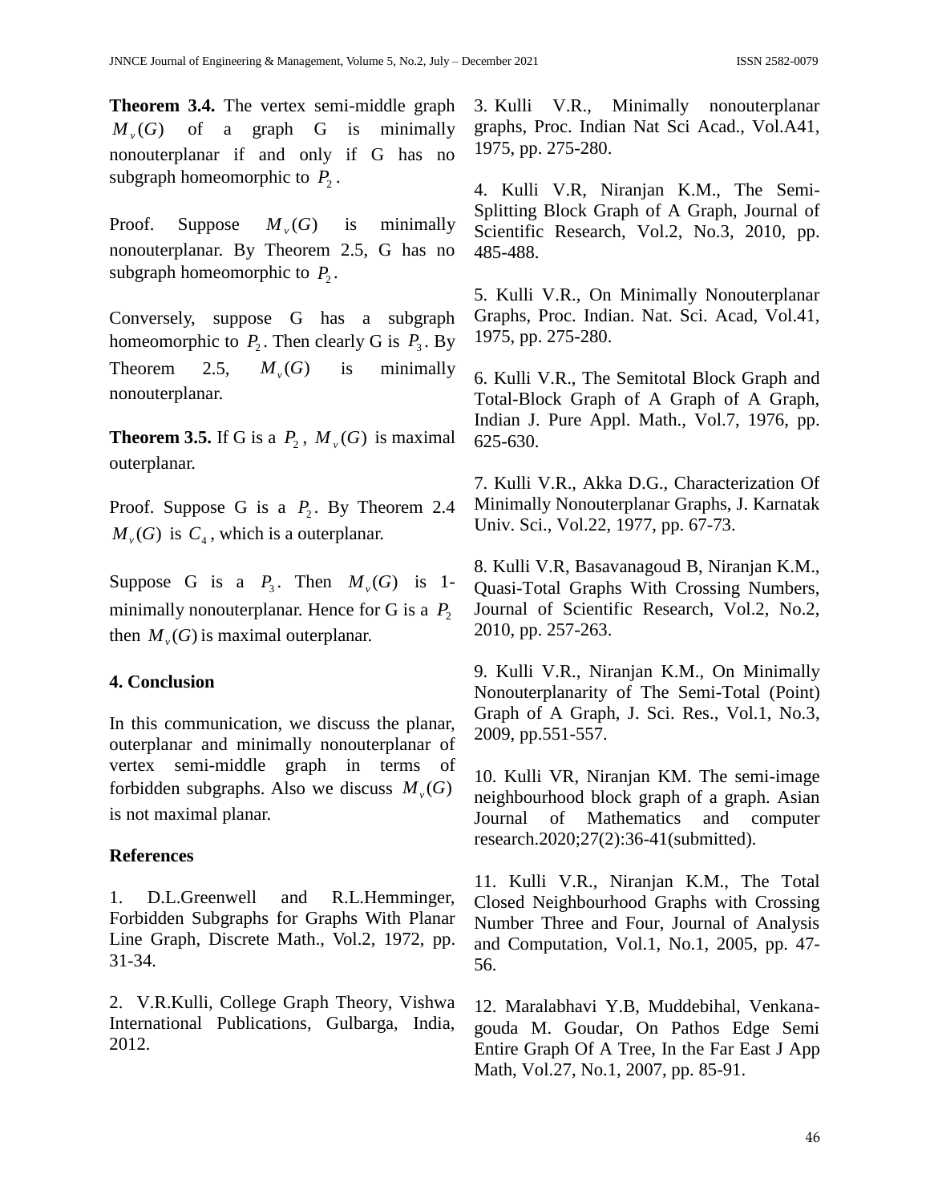**Theorem 3.4.** The vertex semi-middle graph $M_v(G)$ of a graph G is minimally nonouterplanar if and only if G has no subgraph homeomorphic to $P_2$.

Proof. Suppose $M_v(G)$ is minimally nonouterplanar. By Theorem 2.5, G has no subgraph homeomorphic to $P_2$.

Conversely, suppose G has a subgraph homeomorphic to $P_2$. Then clearly G is $P_3$. By Theorem 2.5, $M_v(G)$ is minimally nonouterplanar.

**Theorem 3.5.** If G is a $P_2$, $M_v(G)$ is maximal outerplanar.

Proof. Suppose G is a $P_2$. By Theorem 2.4 $M_v(G)$ is $C_4$, which is a outerplanar.

Suppose G is a $P_3$. Then $M_v(G)$ is 1-minimally nonouterplanar. Hence for G is a $P_2$ then $M_v(G)$ is maximal outerplanar.

## 4. Conclusion

In this communication, we discuss the planar, outerplanar and minimally nonouterplanar of vertex semi-middle graph in terms of forbidden subgraphs. Also we discuss $M_v(G)$ is not maximal planar.

## References

1. D.L.Greenwell and R.L.Hemminger, Forbidden Subgraphs for Graphs With Planar Line Graph, Discrete Math., Vol.2, 1972, pp. 31-34.

2. V.R.Kulli, College Graph Theory, Vishwa International Publications, Gulbarga, India, 2012.

3. Kulli V.R., Minimally nonouterplanar graphs, Proc. Indian Nat Sci Acad., Vol.A41, 1975, pp. 275-280.

4. Kulli V.R, Niranjan K.M., The Semi-Splitting Block Graph of A Graph, Journal of Scientific Research, Vol.2, No.3, 2010, pp. 485-488.

5. Kulli V.R., On Minimally Nonouterplanar Graphs, Proc. Indian. Nat. Sci. Acad, Vol.41, 1975, pp. 275-280.

6. Kulli V.R., The Semitotal Block Graph and Total-Block Graph of A Graph of A Graph, Indian J. Pure Appl. Math., Vol.7, 1976, pp. 625-630.

7. Kulli V.R., Akka D.G., Characterization Of Minimally Nonouterplanar Graphs, J. Karnatak Univ. Sci., Vol.22, 1977, pp. 67-73.

8. Kulli V.R, Basavanagoud B, Niranjan K.M., Quasi-Total Graphs With Crossing Numbers, Journal of Scientific Research, Vol.2, No.2, 2010, pp. 257-263.

9. Kulli V.R., Niranjan K.M., On Minimally Nonouterplanarity of The Semi-Total (Point) Graph of A Graph, J. Sci. Res., Vol.1, No.3, 2009, pp.551-557.

10. Kulli VR, Niranjan KM. The semi-image neighbourhood block graph of a graph. Asian Journal of Mathematics and computer research.2020;27(2):36-41(submitted).

11. Kulli V.R., Niranjan K.M., The Total Closed Neighbourhood Graphs with Crossing Number Three and Four, Journal of Analysis and Computation, Vol.1, No.1, 2005, pp. 47-56.

12. Maralabhavi Y.B, Muddebihal, Venkanagouda M. Goudar, On Pathos Edge Semi Entire Graph Of A Tree, In the Far East J App Math, Vol.27, No.1, 2007, pp. 85-91.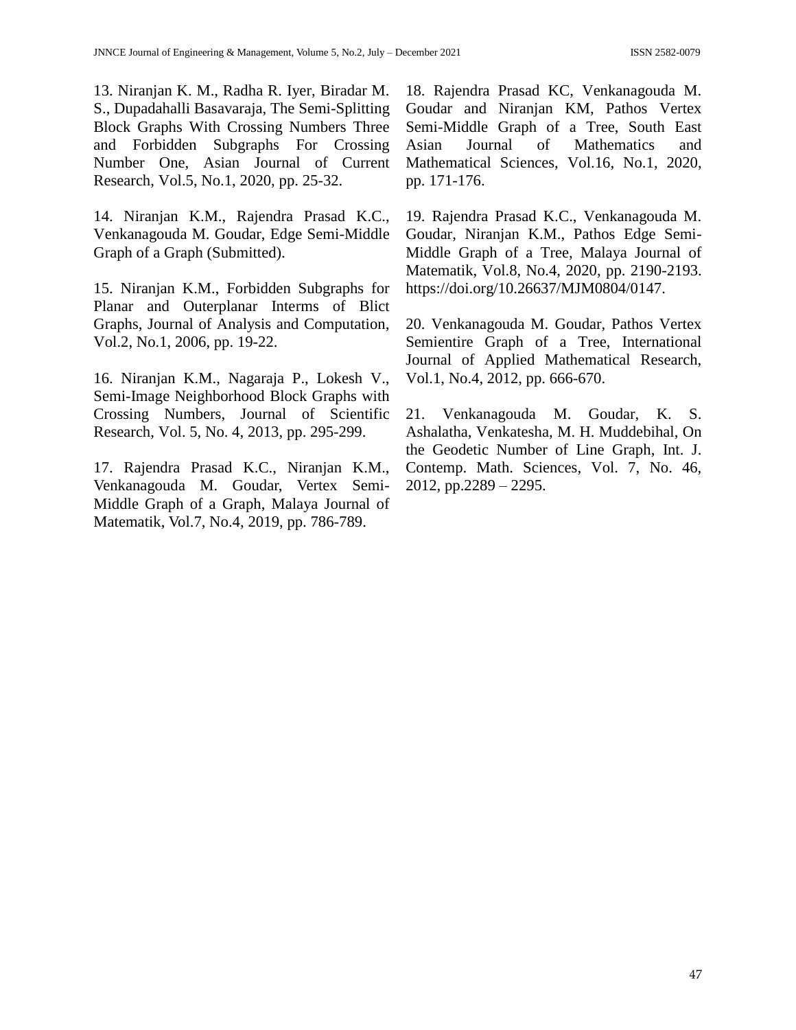13. Niranjan K. M., Radha R. Iyer, Biradar M. S., Dupadahalli Basavaraja, The Semi-Splitting Block Graphs With Crossing Numbers Three and Forbidden Subgraphs For Crossing Number One, Asian Journal of Current Research, Vol.5, No.1, 2020, pp. 25-32.

14. Niranjan K.M., Rajendra Prasad K.C., Venkanagouda M. Goudar, Edge Semi-Middle Graph of a Graph (Submitted).

15. Niranjan K.M., Forbidden Subgraphs for Planar and Outerplanar Interms of Blict Graphs, Journal of Analysis and Computation, Vol.2, No.1, 2006, pp. 19-22.

16. Niranjan K.M., Nagaraja P., Lokesh V., Semi-Image Neighborhood Block Graphs with Crossing Numbers, Journal of Scientific Research, Vol. 5, No. 4, 2013, pp. 295-299.

17. Rajendra Prasad K.C., Niranjan K.M., Venkanagouda M. Goudar, Vertex Semi-Middle Graph of a Graph, Malaya Journal of Matematik, Vol.7, No.4, 2019, pp. 786-789.

18. Rajendra Prasad KC, Venkanagouda M. Goudar and Niranjan KM, Pathos Vertex Semi-Middle Graph of a Tree, South East Asian Journal of Mathematics and Mathematical Sciences, Vol.16, No.1, 2020, pp. 171-176.

19. Rajendra Prasad K.C., Venkanagouda M. Goudar, Niranjan K.M., Pathos Edge Semi-Middle Graph of a Tree, Malaya Journal of Matematik, Vol.8, No.4, 2020, pp. 2190-2193. https://doi.org/10.26637/MJM0804/0147.

20. Venkanagouda M. Goudar, Pathos Vertex Semientire Graph of a Tree, International Journal of Applied Mathematical Research, Vol.1, No.4, 2012, pp. 666-670.

21. Venkanagouda M. Goudar, K. S. Ashalatha, Venkatesha, M. H. Muddebihal, On the Geodetic Number of Line Graph, Int. J. Contemp. Math. Sciences, Vol. 7, No. 46, 2012, pp.2289 – 2295.